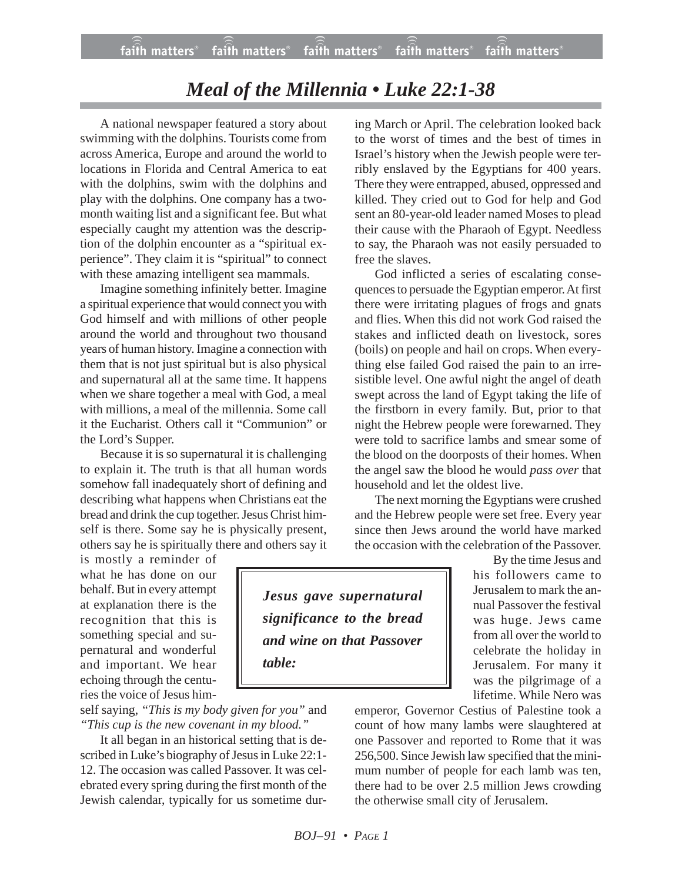# *Meal of the Millennia • Luke 22:1-38*

A national newspaper featured a story about swimming with the dolphins. Tourists come from across America, Europe and around the world to locations in Florida and Central America to eat with the dolphins, swim with the dolphins and play with the dolphins. One company has a two-month waiting list and a significant fee. But what especially caught my attention was the description of the dolphin encounter as a "spiritual experience". They claim it is "spiritual" to connect with these amazing intelligent sea mammals.

Imagine something infinitely better. Imagine a spiritual experience that would connect you with God himself and with millions of other people around the world and throughout two thousand years of human history. Imagine a connection with them that is not just spiritual but is also physical and supernatural all at the same time. It happens when we share together a meal with God, a meal with millions, a meal of the millennia. Some call it the Eucharist. Others call it "Communion" or the Lord's Supper.

Because it is so supernatural it is challenging to explain it. The truth is that all human words somehow fall inadequately short of defining and describing what happens when Christians eat the bread and drink the cup together. Jesus Christ himself is there. Some say he is physically present, others say he is spiritually there and others say it is mostly a reminder of what he has done on our behalf. But in every attempt at explanation there is the recognition that this is something special and supernatural and wonderful and important. We hear echoing through the centuries the voice of Jesus himself saying, *"This is my body given for you"* and *"This cup is the new covenant in my blood."*

> ***Jesus gave supernatural significance to the bread and wine on that Passover table:***

It all began in an historical setting that is described in Luke's biography of Jesus in Luke 22:1-12. The occasion was called Passover. It was celebrated every spring during the first month of the Jewish calendar, typically for us sometime during March or April. The celebration looked back to the worst of times and the best of times in Israel's history when the Jewish people were terribly enslaved by the Egyptians for 400 years. There they were entrapped, abused, oppressed and killed. They cried out to God for help and God sent an 80-year-old leader named Moses to plead their cause with the Pharaoh of Egypt. Needless to say, the Pharaoh was not easily persuaded to free the slaves.

God inflicted a series of escalating consequences to persuade the Egyptian emperor. At first there were irritating plagues of frogs and gnats and flies. When this did not work God raised the stakes and inflicted death on livestock, sores (boils) on people and hail on crops. When everything else failed God raised the pain to an irresistible level. One awful night the angel of death swept across the land of Egypt taking the life of the firstborn in every family. But, prior to that night the Hebrew people were forewarned. They were told to sacrifice lambs and smear some of the blood on the doorposts of their homes. When the angel saw the blood he would *pass over* that household and let the oldest live.

The next morning the Egyptians were crushed and the Hebrew people were set free. Every year since then Jews around the world have marked the occasion with the celebration of the Passover.

By the time Jesus and his followers came to Jerusalem to mark the annual Passover the festival was huge. Jews came from all over the world to celebrate the holiday in Jerusalem. For many it was the pilgrimage of a lifetime. While Nero was emperor, Governor Cestius of Palestine took a count of how many lambs were slaughtered at one Passover and reported to Rome that it was 256,500. Since Jewish law specified that the minimum number of people for each lamb was ten, there had to be over 2.5 million Jews crowding the otherwise small city of Jerusalem.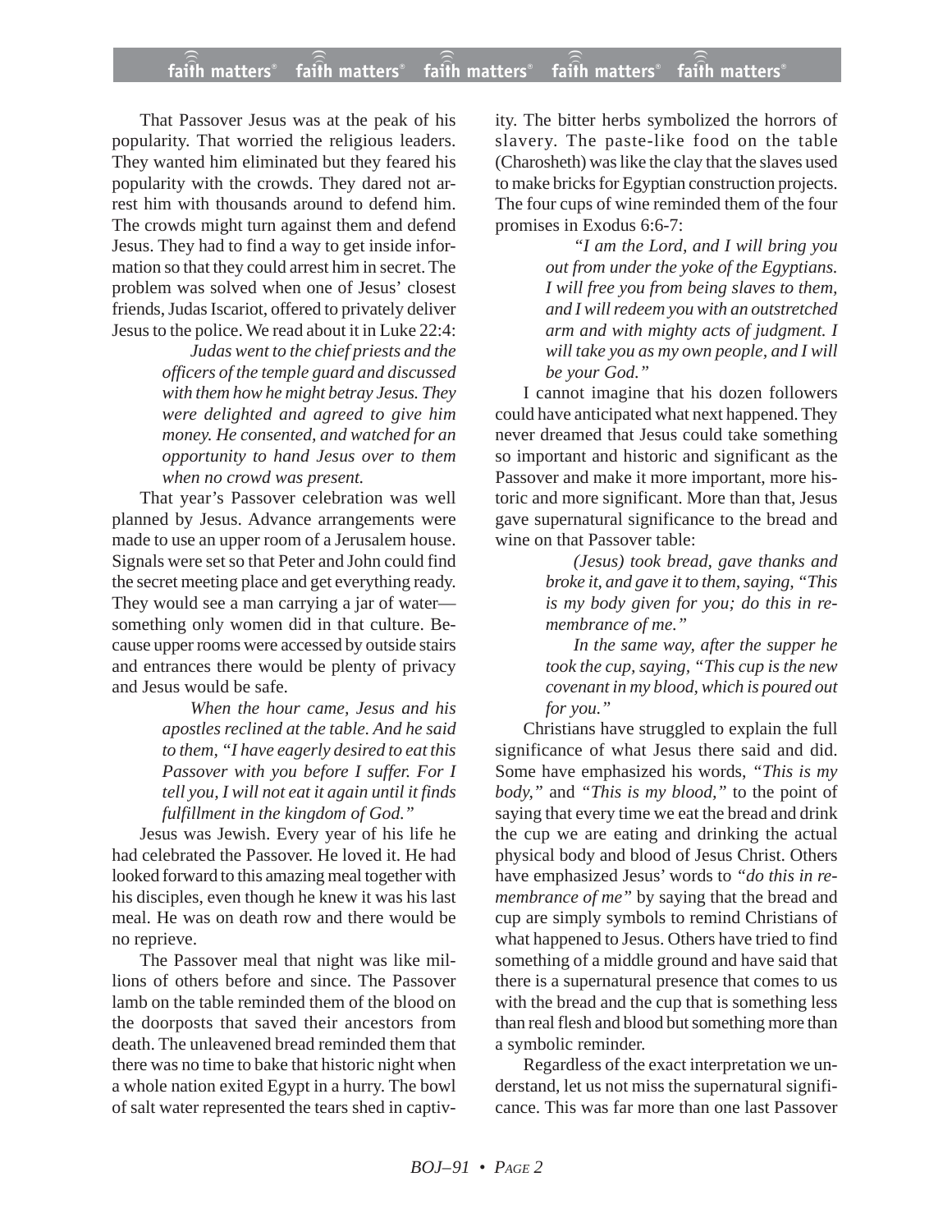That Passover Jesus was at the peak of his popularity. That worried the religious leaders. They wanted him eliminated but they feared his popularity with the crowds. They dared not arrest him with thousands around to defend him. The crowds might turn against them and defend Jesus. They had to find a way to get inside information so that they could arrest him in secret. The problem was solved when one of Jesus' closest friends, Judas Iscariot, offered to privately deliver Jesus to the police. We read about it in Luke 22:4:

> *Judas went to the chief priests and the officers of the temple guard and discussed with them how he might betray Jesus. They were delighted and agreed to give him money. He consented, and watched for an opportunity to hand Jesus over to them when no crowd was present.*

That year's Passover celebration was well planned by Jesus. Advance arrangements were made to use an upper room of a Jerusalem house. Signals were set so that Peter and John could find the secret meeting place and get everything ready. They would see a man carrying a jar of water—something only women did in that culture. Because upper rooms were accessed by outside stairs and entrances there would be plenty of privacy and Jesus would be safe.

> *When the hour came, Jesus and his apostles reclined at the table. And he said to them, "I have eagerly desired to eat this Passover with you before I suffer. For I tell you, I will not eat it again until it finds fulfillment in the kingdom of God."*

Jesus was Jewish. Every year of his life he had celebrated the Passover. He loved it. He had looked forward to this amazing meal together with his disciples, even though he knew it was his last meal. He was on death row and there would be no reprieve.

The Passover meal that night was like millions of others before and since. The Passover lamb on the table reminded them of the blood on the doorposts that saved their ancestors from death. The unleavened bread reminded them that there was no time to bake that historic night when a whole nation exited Egypt in a hurry. The bowl of salt water represented the tears shed in captivity. The bitter herbs symbolized the horrors of slavery. The paste-like food on the table (Charosheth) was like the clay that the slaves used to make bricks for Egyptian construction projects. The four cups of wine reminded them of the four promises in Exodus 6:6-7:

> *"I am the Lord, and I will bring you out from under the yoke of the Egyptians. I will free you from being slaves to them, and I will redeem you with an outstretched arm and with mighty acts of judgment. I will take you as my own people, and I will be your God."*

I cannot imagine that his dozen followers could have anticipated what next happened. They never dreamed that Jesus could take something so important and historic and significant as the Passover and make it more important, more historic and more significant. More than that, Jesus gave supernatural significance to the bread and wine on that Passover table:

> *(Jesus) took bread, gave thanks and broke it, and gave it to them, saying, "This is my body given for you; do this in remembrance of me."*
>
> *In the same way, after the supper he took the cup, saying, "This cup is the new covenant in my blood, which is poured out for you."*

Christians have struggled to explain the full significance of what Jesus there said and did. Some have emphasized his words, *"This is my body,"* and *"This is my blood,"* to the point of saying that every time we eat the bread and drink the cup we are eating and drinking the actual physical body and blood of Jesus Christ. Others have emphasized Jesus' words to *"do this in remembrance of me"* by saying that the bread and cup are simply symbols to remind Christians of what happened to Jesus. Others have tried to find something of a middle ground and have said that there is a supernatural presence that comes to us with the bread and the cup that is something less than real flesh and blood but something more than a symbolic reminder.

Regardless of the exact interpretation we understand, let us not miss the supernatural significance. This was far more than one last Passover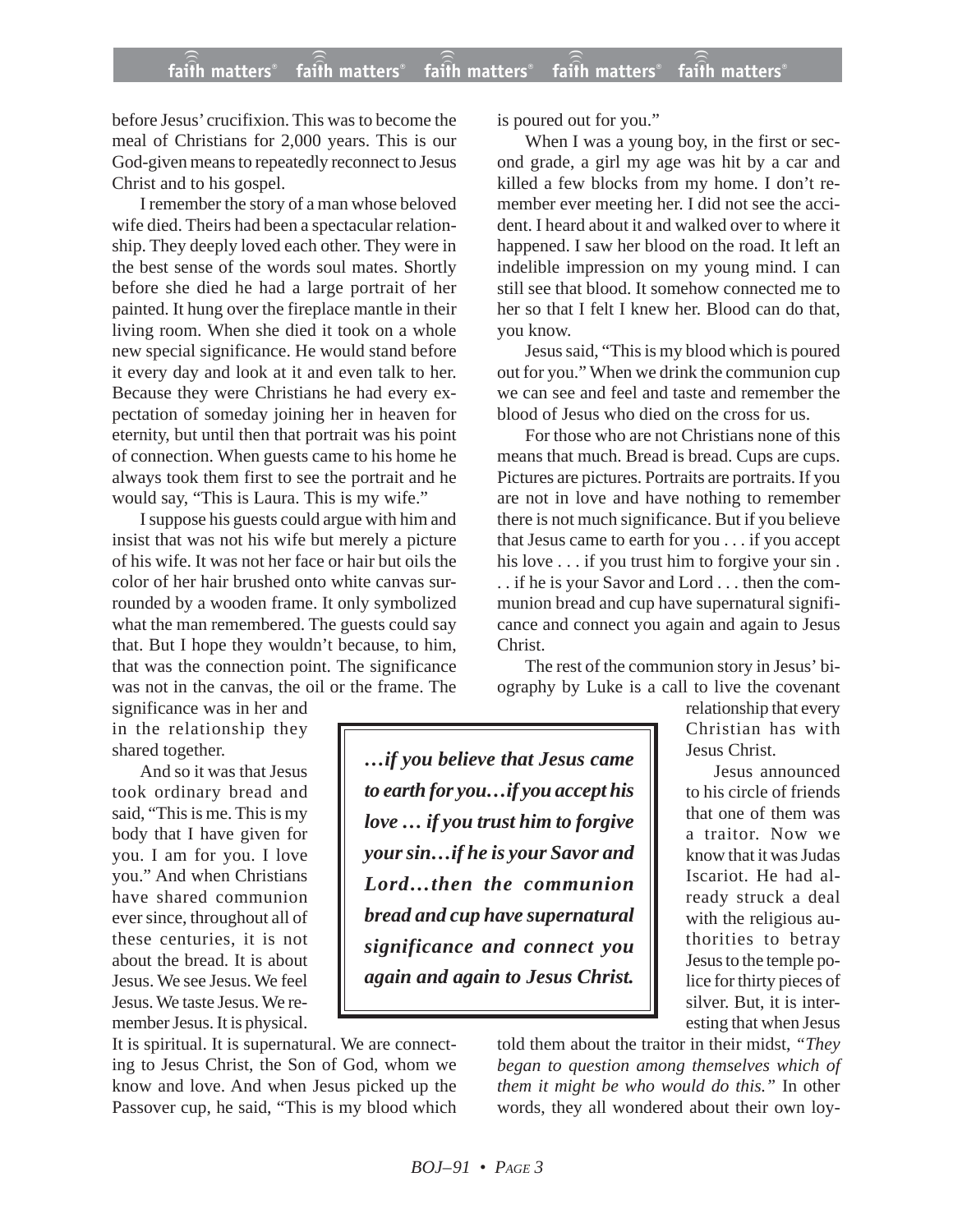before Jesus' crucifixion. This was to become the meal of Christians for 2,000 years. This is our God-given means to repeatedly reconnect to Jesus Christ and to his gospel.

I remember the story of a man whose beloved wife died. Theirs had been a spectacular relationship. They deeply loved each other. They were in the best sense of the words soul mates. Shortly before she died he had a large portrait of her painted. It hung over the fireplace mantle in their living room. When she died it took on a whole new special significance. He would stand before it every day and look at it and even talk to her. Because they were Christians he had every expectation of someday joining her in heaven for eternity, but until then that portrait was his point of connection. When guests came to his home he always took them first to see the portrait and he would say, "This is Laura. This is my wife."

I suppose his guests could argue with him and insist that was not his wife but merely a picture of his wife. It was not her face or hair but oils the color of her hair brushed onto white canvas surrounded by a wooden frame. It only symbolized what the man remembered. The guests could say that. But I hope they wouldn't because, to him, that was the connection point. The significance was not in the canvas, the oil or the frame. The significance was in her and in the relationship they shared together.

And so it was that Jesus took ordinary bread and said, "This is me. This is my body that I have given for you. I am for you. I love you." And when Christians have shared communion ever since, throughout all of these centuries, it is not about the bread. It is about Jesus. We see Jesus. We feel Jesus. We taste Jesus. We remember Jesus. It is physical. It is spiritual. It is supernatural. We are connecting to Jesus Christ, the Son of God, whom we know and love. And when Jesus picked up the Passover cup, he said, "This is my blood which is poured out for you."

When I was a young boy, in the first or second grade, a girl my age was hit by a car and killed a few blocks from my home. I don't remember ever meeting her. I did not see the accident. I heard about it and walked over to where it happened. I saw her blood on the road. It left an indelible impression on my young mind. I can still see that blood. It somehow connected me to her so that I felt I knew her. Blood can do that, you know.

Jesus said, "This is my blood which is poured out for you." When we drink the communion cup we can see and feel and taste and remember the blood of Jesus who died on the cross for us.

For those who are not Christians none of this means that much. Bread is bread. Cups are cups. Pictures are pictures. Portraits are portraits. If you are not in love and have nothing to remember there is not much significance. But if you believe that Jesus came to earth for you . . . if you accept his love . . . if you trust him to forgive your sin . . . if he is your Savor and Lord . . . then the communion bread and cup have supernatural significance and connect you again and again to Jesus Christ.

> ***…if you believe that Jesus came to earth for you…if you accept his love … if you trust him to forgive your sin…if he is your Savor and Lord…then the communion bread and cup have supernatural significance and connect you again and again to Jesus Christ.***

The rest of the communion story in Jesus' biography by Luke is a call to live the covenant relationship that every Christian has with Jesus Christ.

Jesus announced to his circle of friends that one of them was a traitor. Now we know that it was Judas Iscariot. He had already struck a deal with the religious authorities to betray Jesus to the temple police for thirty pieces of silver. But, it is interesting that when Jesus told them about the traitor in their midst, *"They began to question among themselves which of them it might be who would do this."* In other words, they all wondered about their own loy-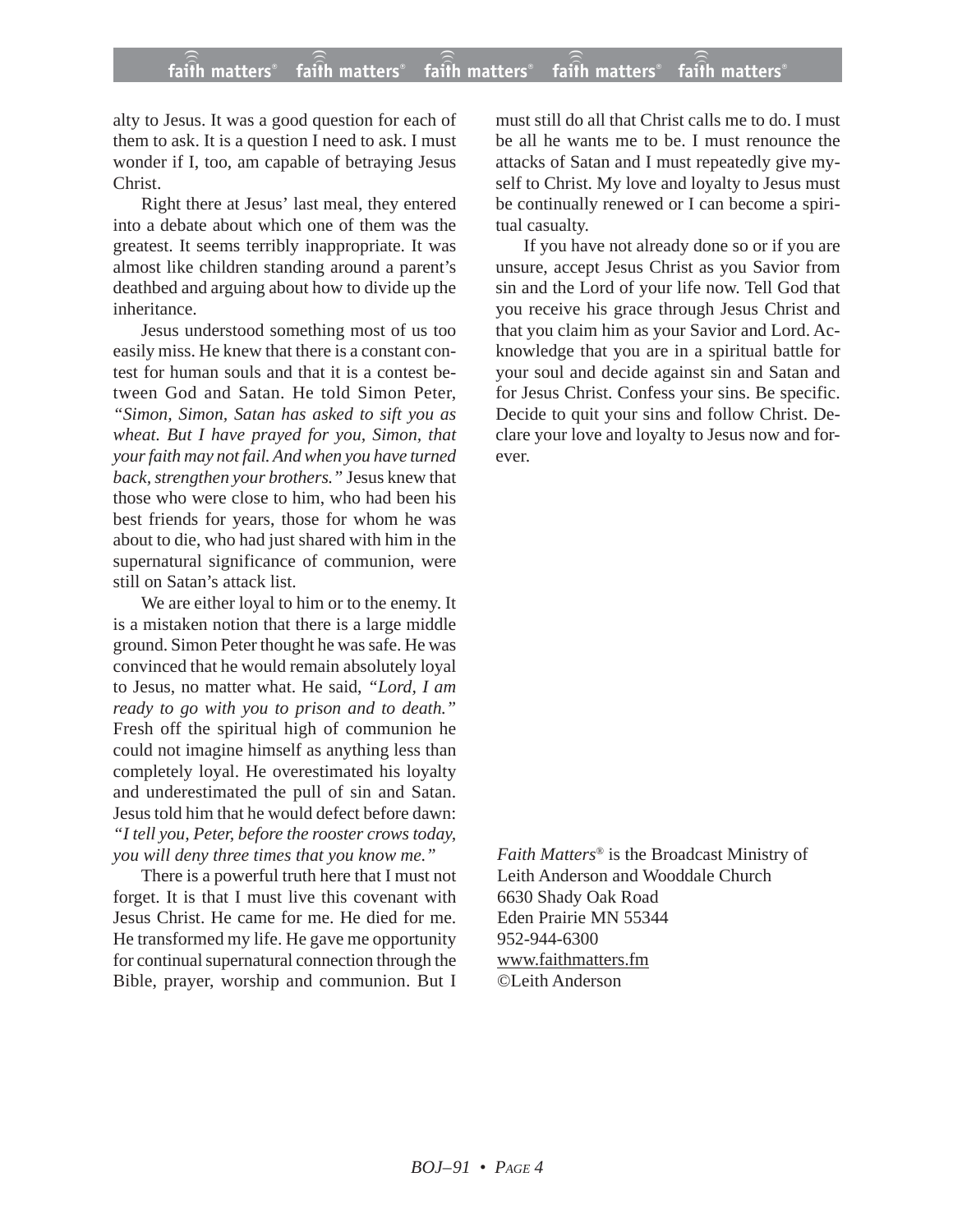alty to Jesus. It was a good question for each of them to ask. It is a question I need to ask. I must wonder if I, too, am capable of betraying Jesus Christ.

Right there at Jesus' last meal, they entered into a debate about which one of them was the greatest. It seems terribly inappropriate. It was almost like children standing around a parent's deathbed and arguing about how to divide up the inheritance.

Jesus understood something most of us too easily miss. He knew that there is a constant contest for human souls and that it is a contest between God and Satan. He told Simon Peter, *"Simon, Simon, Satan has asked to sift you as wheat. But I have prayed for you, Simon, that your faith may not fail. And when you have turned back, strengthen your brothers."* Jesus knew that those who were close to him, who had been his best friends for years, those for whom he was about to die, who had just shared with him in the supernatural significance of communion, were still on Satan's attack list.

We are either loyal to him or to the enemy. It is a mistaken notion that there is a large middle ground. Simon Peter thought he was safe. He was convinced that he would remain absolutely loyal to Jesus, no matter what. He said, *"Lord, I am ready to go with you to prison and to death."* Fresh off the spiritual high of communion he could not imagine himself as anything less than completely loyal. He overestimated his loyalty and underestimated the pull of sin and Satan. Jesus told him that he would defect before dawn: *"I tell you, Peter, before the rooster crows today, you will deny three times that you know me."*

There is a powerful truth here that I must not forget. It is that I must live this covenant with Jesus Christ. He came for me. He died for me. He transformed my life. He gave me opportunity for continual supernatural connection through the Bible, prayer, worship and communion. But I must still do all that Christ calls me to do. I must be all he wants me to be. I must renounce the attacks of Satan and I must repeatedly give myself to Christ. My love and loyalty to Jesus must be continually renewed or I can become a spiritual casualty.

If you have not already done so or if you are unsure, accept Jesus Christ as you Savior from sin and the Lord of your life now. Tell God that you receive his grace through Jesus Christ and that you claim him as your Savior and Lord. Acknowledge that you are in a spiritual battle for your soul and decide against sin and Satan and for Jesus Christ. Confess your sins. Be specific. Decide to quit your sins and follow Christ. Declare your love and loyalty to Jesus now and forever.

*Faith Matters®* is the Broadcast Ministry of
Leith Anderson and Wooddale Church
6630 Shady Oak Road
Eden Prairie MN 55344
952-944-6300
www.faithmatters.fm
©Leith Anderson